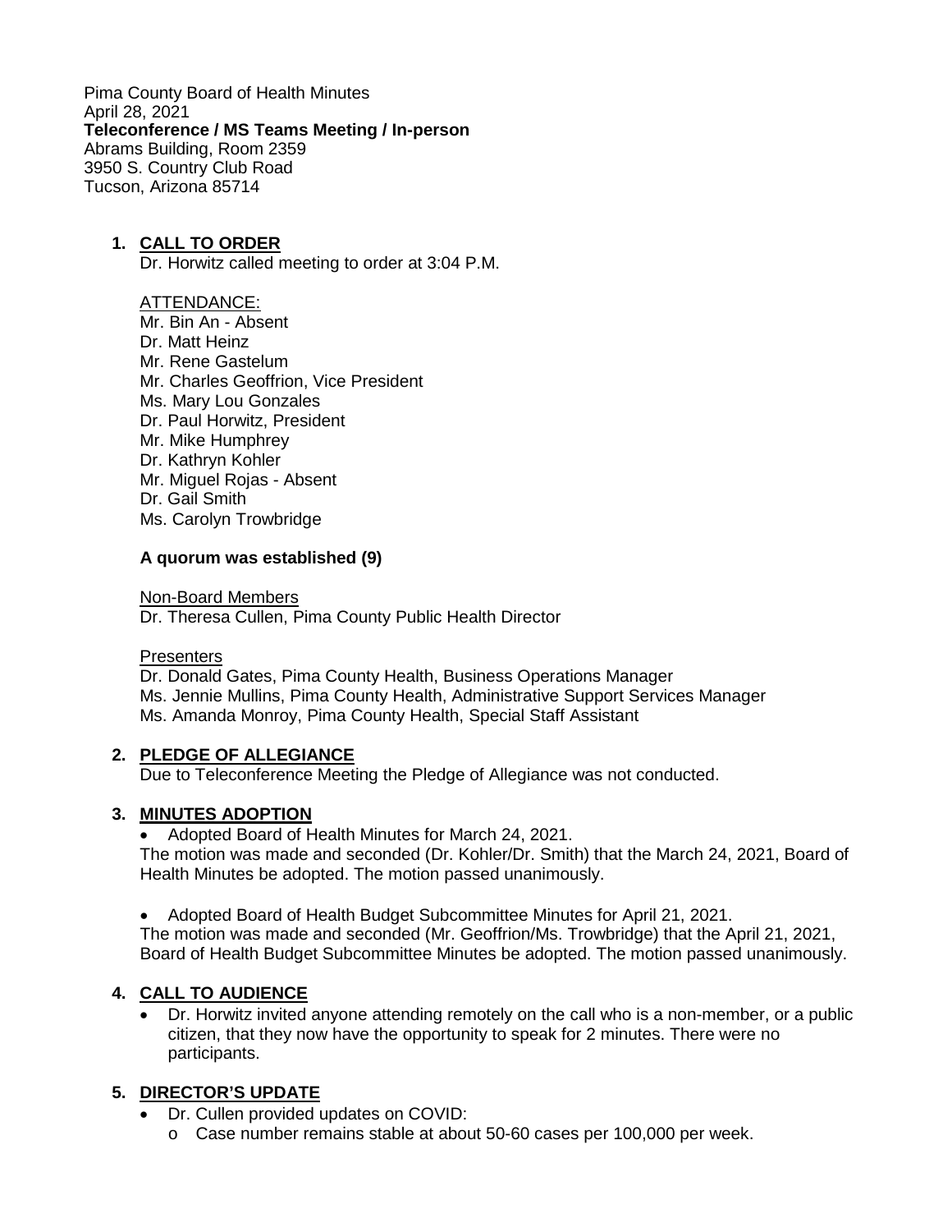Pima County Board of Health Minutes
April 28, 2021
**Teleconference / MS Teams Meeting / In-person**
Abrams Building, Room 2359
3950 S. Country Club Road
Tucson, Arizona 85714

1. **CALL TO ORDER**
   Dr. Horwitz called meeting to order at 3:04 P.M.

   ATTENDANCE:
   Mr. Bin An - Absent
   Dr. Matt Heinz
   Mr. Rene Gastelum
   Mr. Charles Geoffrion, Vice President
   Ms. Mary Lou Gonzales
   Dr. Paul Horwitz, President
   Mr. Mike Humphrey
   Dr. Kathryn Kohler
   Mr. Miguel Rojas - Absent
   Dr. Gail Smith
   Ms. Carolyn Trowbridge

   **A quorum was established (9)**

   Non-Board Members
   Dr. Theresa Cullen, Pima County Public Health Director

   Presenters
   Dr. Donald Gates, Pima County Health, Business Operations Manager
   Ms. Jennie Mullins, Pima County Health, Administrative Support Services Manager
   Ms. Amanda Monroy, Pima County Health, Special Staff Assistant

2. **PLEDGE OF ALLEGIANCE**
   Due to Teleconference Meeting the Pledge of Allegiance was not conducted.

3. **MINUTES ADOPTION**
   - Adopted Board of Health Minutes for March 24, 2021.

   The motion was made and seconded (Dr. Kohler/Dr. Smith) that the March 24, 2021, Board of Health Minutes be adopted. The motion passed unanimously.

   - Adopted Board of Health Budget Subcommittee Minutes for April 21, 2021.

   The motion was made and seconded (Mr. Geoffrion/Ms. Trowbridge) that the April 21, 2021, Board of Health Budget Subcommittee Minutes be adopted. The motion passed unanimously.

4. **CALL TO AUDIENCE**
   - Dr. Horwitz invited anyone attending remotely on the call who is a non-member, or a public citizen, that they now have the opportunity to speak for 2 minutes. There were no participants.

5. **DIRECTOR'S UPDATE**
   - Dr. Cullen provided updates on COVID:
     - Case number remains stable at about 50-60 cases per 100,000 per week.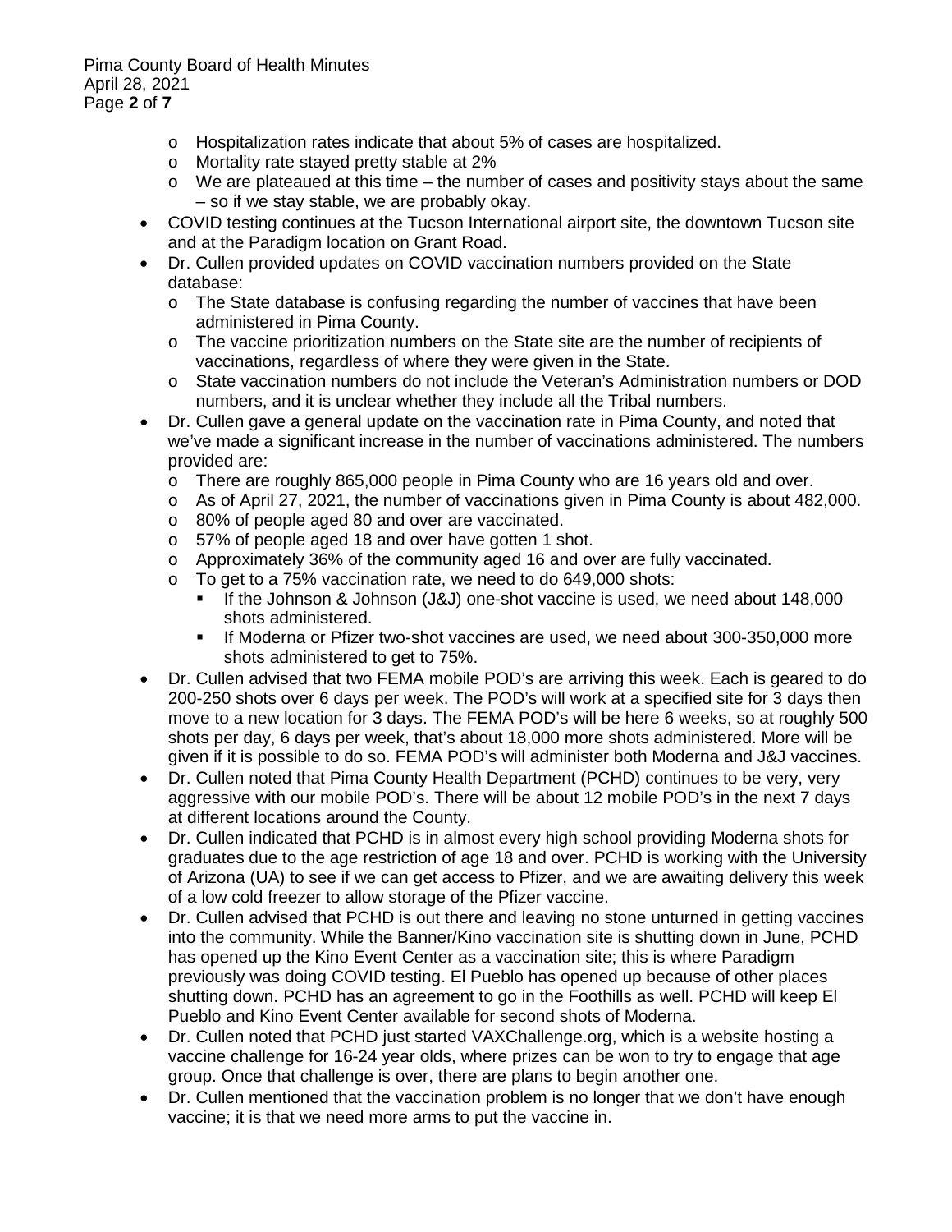- Hospitalization rates indicate that about 5% of cases are hospitalized.
  - Mortality rate stayed pretty stable at 2%
  - We are plateaued at this time – the number of cases and positivity stays about the same – so if we stay stable, we are probably okay.
- COVID testing continues at the Tucson International airport site, the downtown Tucson site and at the Paradigm location on Grant Road.
- Dr. Cullen provided updates on COVID vaccination numbers provided on the State database:
  - The State database is confusing regarding the number of vaccines that have been administered in Pima County.
  - The vaccine prioritization numbers on the State site are the number of recipients of vaccinations, regardless of where they were given in the State.
  - State vaccination numbers do not include the Veteran's Administration numbers or DOD numbers, and it is unclear whether they include all the Tribal numbers.
- Dr. Cullen gave a general update on the vaccination rate in Pima County, and noted that we've made a significant increase in the number of vaccinations administered. The numbers provided are:
  - There are roughly 865,000 people in Pima County who are 16 years old and over.
  - As of April 27, 2021, the number of vaccinations given in Pima County is about 482,000.
  - 80% of people aged 80 and over are vaccinated.
  - 57% of people aged 18 and over have gotten 1 shot.
  - Approximately 36% of the community aged 16 and over are fully vaccinated.
  - To get to a 75% vaccination rate, we need to do 649,000 shots:
    - If the Johnson & Johnson (J&J) one-shot vaccine is used, we need about 148,000 shots administered.
    - If Moderna or Pfizer two-shot vaccines are used, we need about 300-350,000 more shots administered to get to 75%.
- Dr. Cullen advised that two FEMA mobile POD's are arriving this week. Each is geared to do 200-250 shots over 6 days per week. The POD's will work at a specified site for 3 days then move to a new location for 3 days. The FEMA POD's will be here 6 weeks, so at roughly 500 shots per day, 6 days per week, that's about 18,000 more shots administered. More will be given if it is possible to do so. FEMA POD's will administer both Moderna and J&J vaccines.
- Dr. Cullen noted that Pima County Health Department (PCHD) continues to be very, very aggressive with our mobile POD's. There will be about 12 mobile POD's in the next 7 days at different locations around the County.
- Dr. Cullen indicated that PCHD is in almost every high school providing Moderna shots for graduates due to the age restriction of age 18 and over. PCHD is working with the University of Arizona (UA) to see if we can get access to Pfizer, and we are awaiting delivery this week of a low cold freezer to allow storage of the Pfizer vaccine.
- Dr. Cullen advised that PCHD is out there and leaving no stone unturned in getting vaccines into the community. While the Banner/Kino vaccination site is shutting down in June, PCHD has opened up the Kino Event Center as a vaccination site; this is where Paradigm previously was doing COVID testing. El Pueblo has opened up because of other places shutting down. PCHD has an agreement to go in the Foothills as well. PCHD will keep El Pueblo and Kino Event Center available for second shots of Moderna.
- Dr. Cullen noted that PCHD just started VAXChallenge.org, which is a website hosting a vaccine challenge for 16-24 year olds, where prizes can be won to try to engage that age group. Once that challenge is over, there are plans to begin another one.
- Dr. Cullen mentioned that the vaccination problem is no longer that we don't have enough vaccine; it is that we need more arms to put the vaccine in.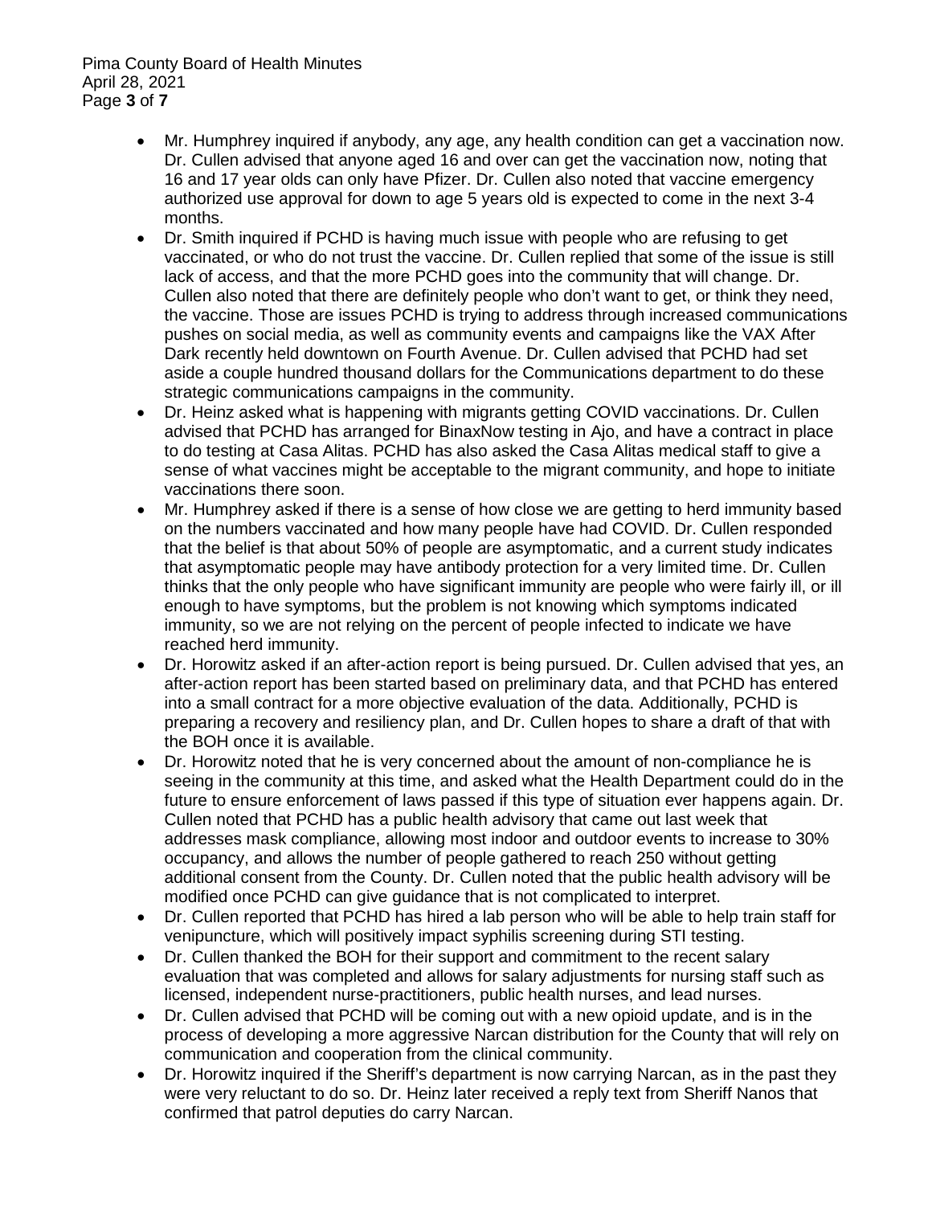- Mr. Humphrey inquired if anybody, any age, any health condition can get a vaccination now. Dr. Cullen advised that anyone aged 16 and over can get the vaccination now, noting that 16 and 17 year olds can only have Pfizer. Dr. Cullen also noted that vaccine emergency authorized use approval for down to age 5 years old is expected to come in the next 3-4 months.
- Dr. Smith inquired if PCHD is having much issue with people who are refusing to get vaccinated, or who do not trust the vaccine. Dr. Cullen replied that some of the issue is still lack of access, and that the more PCHD goes into the community that will change. Dr. Cullen also noted that there are definitely people who don't want to get, or think they need, the vaccine. Those are issues PCHD is trying to address through increased communications pushes on social media, as well as community events and campaigns like the VAX After Dark recently held downtown on Fourth Avenue. Dr. Cullen advised that PCHD had set aside a couple hundred thousand dollars for the Communications department to do these strategic communications campaigns in the community.
- Dr. Heinz asked what is happening with migrants getting COVID vaccinations. Dr. Cullen advised that PCHD has arranged for BinaxNow testing in Ajo, and have a contract in place to do testing at Casa Alitas. PCHD has also asked the Casa Alitas medical staff to give a sense of what vaccines might be acceptable to the migrant community, and hope to initiate vaccinations there soon.
- Mr. Humphrey asked if there is a sense of how close we are getting to herd immunity based on the numbers vaccinated and how many people have had COVID. Dr. Cullen responded that the belief is that about 50% of people are asymptomatic, and a current study indicates that asymptomatic people may have antibody protection for a very limited time. Dr. Cullen thinks that the only people who have significant immunity are people who were fairly ill, or ill enough to have symptoms, but the problem is not knowing which symptoms indicated immunity, so we are not relying on the percent of people infected to indicate we have reached herd immunity.
- Dr. Horowitz asked if an after-action report is being pursued. Dr. Cullen advised that yes, an after-action report has been started based on preliminary data, and that PCHD has entered into a small contract for a more objective evaluation of the data. Additionally, PCHD is preparing a recovery and resiliency plan, and Dr. Cullen hopes to share a draft of that with the BOH once it is available.
- Dr. Horowitz noted that he is very concerned about the amount of non-compliance he is seeing in the community at this time, and asked what the Health Department could do in the future to ensure enforcement of laws passed if this type of situation ever happens again. Dr. Cullen noted that PCHD has a public health advisory that came out last week that addresses mask compliance, allowing most indoor and outdoor events to increase to 30% occupancy, and allows the number of people gathered to reach 250 without getting additional consent from the County. Dr. Cullen noted that the public health advisory will be modified once PCHD can give guidance that is not complicated to interpret.
- Dr. Cullen reported that PCHD has hired a lab person who will be able to help train staff for venipuncture, which will positively impact syphilis screening during STI testing.
- Dr. Cullen thanked the BOH for their support and commitment to the recent salary evaluation that was completed and allows for salary adjustments for nursing staff such as licensed, independent nurse-practitioners, public health nurses, and lead nurses.
- Dr. Cullen advised that PCHD will be coming out with a new opioid update, and is in the process of developing a more aggressive Narcan distribution for the County that will rely on communication and cooperation from the clinical community.
- Dr. Horowitz inquired if the Sheriff's department is now carrying Narcan, as in the past they were very reluctant to do so. Dr. Heinz later received a reply text from Sheriff Nanos that confirmed that patrol deputies do carry Narcan.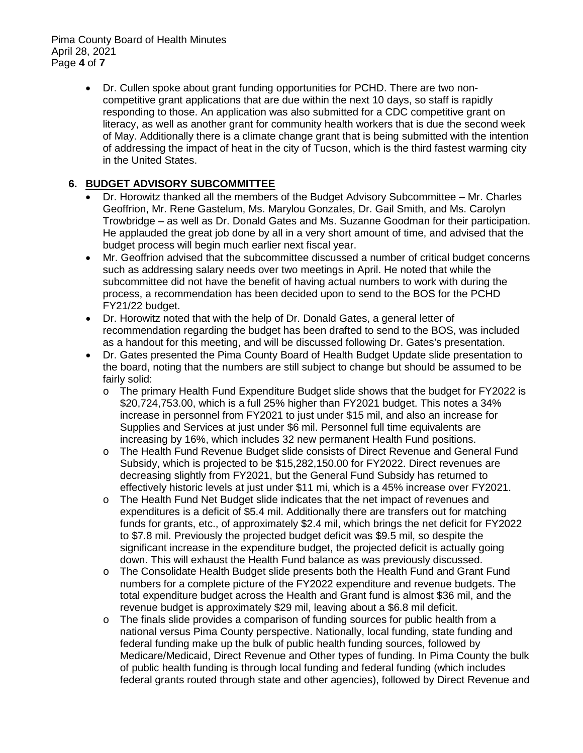- Dr. Cullen spoke about grant funding opportunities for PCHD. There are two non-competitive grant applications that are due within the next 10 days, so staff is rapidly responding to those. An application was also submitted for a CDC competitive grant on literacy, as well as another grant for community health workers that is due the second week of May. Additionally there is a climate change grant that is being submitted with the intention of addressing the impact of heat in the city of Tucson, which is the third fastest warming city in the United States.

## 6. BUDGET ADVISORY SUBCOMMITTEE

- Dr. Horowitz thanked all the members of the Budget Advisory Subcommittee – Mr. Charles Geoffrion, Mr. Rene Gastelum, Ms. Marylou Gonzales, Dr. Gail Smith, and Ms. Carolyn Trowbridge – as well as Dr. Donald Gates and Ms. Suzanne Goodman for their participation. He applauded the great job done by all in a very short amount of time, and advised that the budget process will begin much earlier next fiscal year.
- Mr. Geoffrion advised that the subcommittee discussed a number of critical budget concerns such as addressing salary needs over two meetings in April. He noted that while the subcommittee did not have the benefit of having actual numbers to work with during the process, a recommendation has been decided upon to send to the BOS for the PCHD FY21/22 budget.
- Dr. Horowitz noted that with the help of Dr. Donald Gates, a general letter of recommendation regarding the budget has been drafted to send to the BOS, was included as a handout for this meeting, and will be discussed following Dr. Gates's presentation.
- Dr. Gates presented the Pima County Board of Health Budget Update slide presentation to the board, noting that the numbers are still subject to change but should be assumed to be fairly solid:
  - The primary Health Fund Expenditure Budget slide shows that the budget for FY2022 is $20,724,753.00, which is a full 25% higher than FY2021 budget. This notes a 34% increase in personnel from FY2021 to just under $15 mil, and also an increase for Supplies and Services at just under $6 mil. Personnel full time equivalents are increasing by 16%, which includes 32 new permanent Health Fund positions.
  - The Health Fund Revenue Budget slide consists of Direct Revenue and General Fund Subsidy, which is projected to be $15,282,150.00 for FY2022. Direct revenues are decreasing slightly from FY2021, but the General Fund Subsidy has returned to effectively historic levels at just under $11 mi, which is a 45% increase over FY2021.
  - The Health Fund Net Budget slide indicates that the net impact of revenues and expenditures is a deficit of $5.4 mil. Additionally there are transfers out for matching funds for grants, etc., of approximately $2.4 mil, which brings the net deficit for FY2022 to $7.8 mil. Previously the projected budget deficit was $9.5 mil, so despite the significant increase in the expenditure budget, the projected deficit is actually going down. This will exhaust the Health Fund balance as was previously discussed.
  - The Consolidate Health Budget slide presents both the Health Fund and Grant Fund numbers for a complete picture of the FY2022 expenditure and revenue budgets. The total expenditure budget across the Health and Grant fund is almost $36 mil, and the revenue budget is approximately $29 mil, leaving about a $6.8 mil deficit.
  - The finals slide provides a comparison of funding sources for public health from a national versus Pima County perspective. Nationally, local funding, state funding and federal funding make up the bulk of public health funding sources, followed by Medicare/Medicaid, Direct Revenue and Other types of funding. In Pima County the bulk of public health funding is through local funding and federal funding (which includes federal grants routed through state and other agencies), followed by Direct Revenue and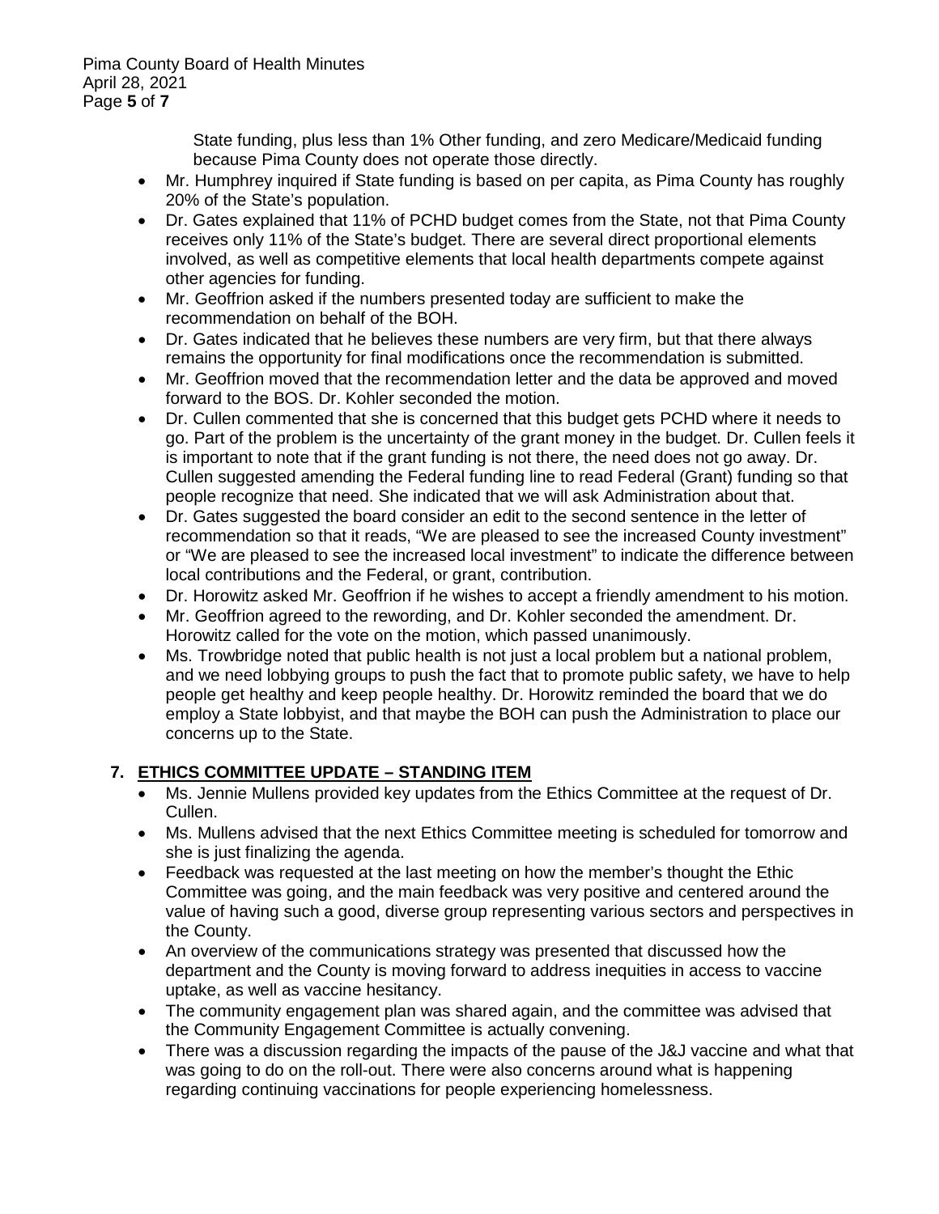State funding, plus less than 1% Other funding, and zero Medicare/Medicaid funding because Pima County does not operate those directly.

- Mr. Humphrey inquired if State funding is based on per capita, as Pima County has roughly 20% of the State's population.
- Dr. Gates explained that 11% of PCHD budget comes from the State, not that Pima County receives only 11% of the State's budget. There are several direct proportional elements involved, as well as competitive elements that local health departments compete against other agencies for funding.
- Mr. Geoffrion asked if the numbers presented today are sufficient to make the recommendation on behalf of the BOH.
- Dr. Gates indicated that he believes these numbers are very firm, but that there always remains the opportunity for final modifications once the recommendation is submitted.
- Mr. Geoffrion moved that the recommendation letter and the data be approved and moved forward to the BOS. Dr. Kohler seconded the motion.
- Dr. Cullen commented that she is concerned that this budget gets PCHD where it needs to go. Part of the problem is the uncertainty of the grant money in the budget. Dr. Cullen feels it is important to note that if the grant funding is not there, the need does not go away. Dr. Cullen suggested amending the Federal funding line to read Federal (Grant) funding so that people recognize that need. She indicated that we will ask Administration about that.
- Dr. Gates suggested the board consider an edit to the second sentence in the letter of recommendation so that it reads, "We are pleased to see the increased County investment" or "We are pleased to see the increased local investment" to indicate the difference between local contributions and the Federal, or grant, contribution.
- Dr. Horowitz asked Mr. Geoffrion if he wishes to accept a friendly amendment to his motion.
- Mr. Geoffrion agreed to the rewording, and Dr. Kohler seconded the amendment. Dr. Horowitz called for the vote on the motion, which passed unanimously.
- Ms. Trowbridge noted that public health is not just a local problem but a national problem, and we need lobbying groups to push the fact that to promote public safety, we have to help people get healthy and keep people healthy. Dr. Horowitz reminded the board that we do employ a State lobbyist, and that maybe the BOH can push the Administration to place our concerns up to the State.

## 7. ETHICS COMMITTEE UPDATE – STANDING ITEM

- Ms. Jennie Mullens provided key updates from the Ethics Committee at the request of Dr. Cullen.
- Ms. Mullens advised that the next Ethics Committee meeting is scheduled for tomorrow and she is just finalizing the agenda.
- Feedback was requested at the last meeting on how the member's thought the Ethic Committee was going, and the main feedback was very positive and centered around the value of having such a good, diverse group representing various sectors and perspectives in the County.
- An overview of the communications strategy was presented that discussed how the department and the County is moving forward to address inequities in access to vaccine uptake, as well as vaccine hesitancy.
- The community engagement plan was shared again, and the committee was advised that the Community Engagement Committee is actually convening.
- There was a discussion regarding the impacts of the pause of the J&J vaccine and what that was going to do on the roll-out. There were also concerns around what is happening regarding continuing vaccinations for people experiencing homelessness.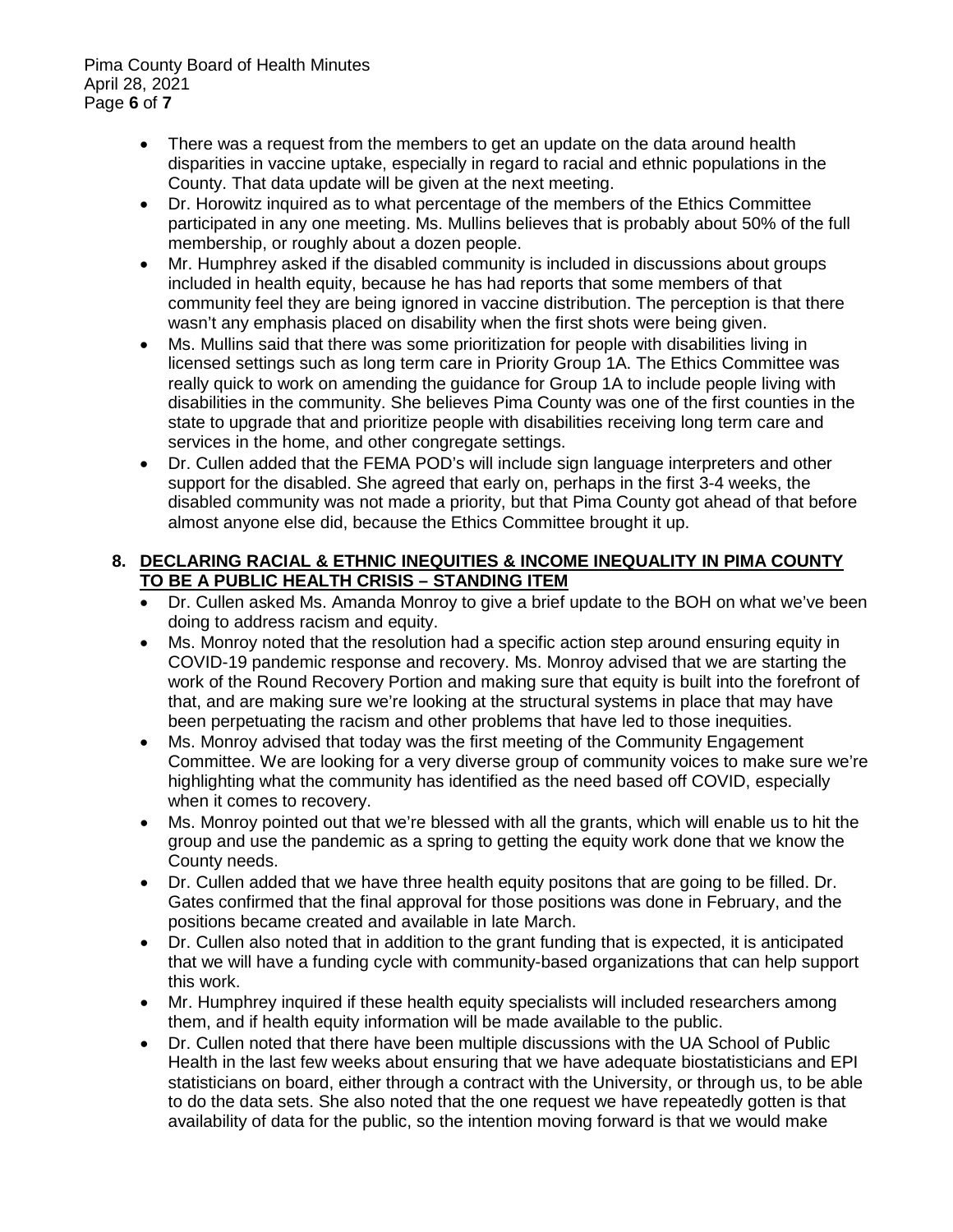- There was a request from the members to get an update on the data around health disparities in vaccine uptake, especially in regard to racial and ethnic populations in the County. That data update will be given at the next meeting.
- Dr. Horowitz inquired as to what percentage of the members of the Ethics Committee participated in any one meeting. Ms. Mullins believes that is probably about 50% of the full membership, or roughly about a dozen people.
- Mr. Humphrey asked if the disabled community is included in discussions about groups included in health equity, because he has had reports that some members of that community feel they are being ignored in vaccine distribution. The perception is that there wasn't any emphasis placed on disability when the first shots were being given.
- Ms. Mullins said that there was some prioritization for people with disabilities living in licensed settings such as long term care in Priority Group 1A. The Ethics Committee was really quick to work on amending the guidance for Group 1A to include people living with disabilities in the community. She believes Pima County was one of the first counties in the state to upgrade that and prioritize people with disabilities receiving long term care and services in the home, and other congregate settings.
- Dr. Cullen added that the FEMA POD's will include sign language interpreters and other support for the disabled. She agreed that early on, perhaps in the first 3-4 weeks, the disabled community was not made a priority, but that Pima County got ahead of that before almost anyone else did, because the Ethics Committee brought it up.

## 8. DECLARING RACIAL & ETHNIC INEQUITIES & INCOME INEQUALITY IN PIMA COUNTY TO BE A PUBLIC HEALTH CRISIS – STANDING ITEM

- Dr. Cullen asked Ms. Amanda Monroy to give a brief update to the BOH on what we've been doing to address racism and equity.
- Ms. Monroy noted that the resolution had a specific action step around ensuring equity in COVID-19 pandemic response and recovery. Ms. Monroy advised that we are starting the work of the Round Recovery Portion and making sure that equity is built into the forefront of that, and are making sure we're looking at the structural systems in place that may have been perpetuating the racism and other problems that have led to those inequities.
- Ms. Monroy advised that today was the first meeting of the Community Engagement Committee. We are looking for a very diverse group of community voices to make sure we're highlighting what the community has identified as the need based off COVID, especially when it comes to recovery.
- Ms. Monroy pointed out that we're blessed with all the grants, which will enable us to hit the group and use the pandemic as a spring to getting the equity work done that we know the County needs.
- Dr. Cullen added that we have three health equity positons that are going to be filled. Dr. Gates confirmed that the final approval for those positions was done in February, and the positions became created and available in late March.
- Dr. Cullen also noted that in addition to the grant funding that is expected, it is anticipated that we will have a funding cycle with community-based organizations that can help support this work.
- Mr. Humphrey inquired if these health equity specialists will included researchers among them, and if health equity information will be made available to the public.
- Dr. Cullen noted that there have been multiple discussions with the UA School of Public Health in the last few weeks about ensuring that we have adequate biostatisticians and EPI statisticians on board, either through a contract with the University, or through us, to be able to do the data sets. She also noted that the one request we have repeatedly gotten is that availability of data for the public, so the intention moving forward is that we would make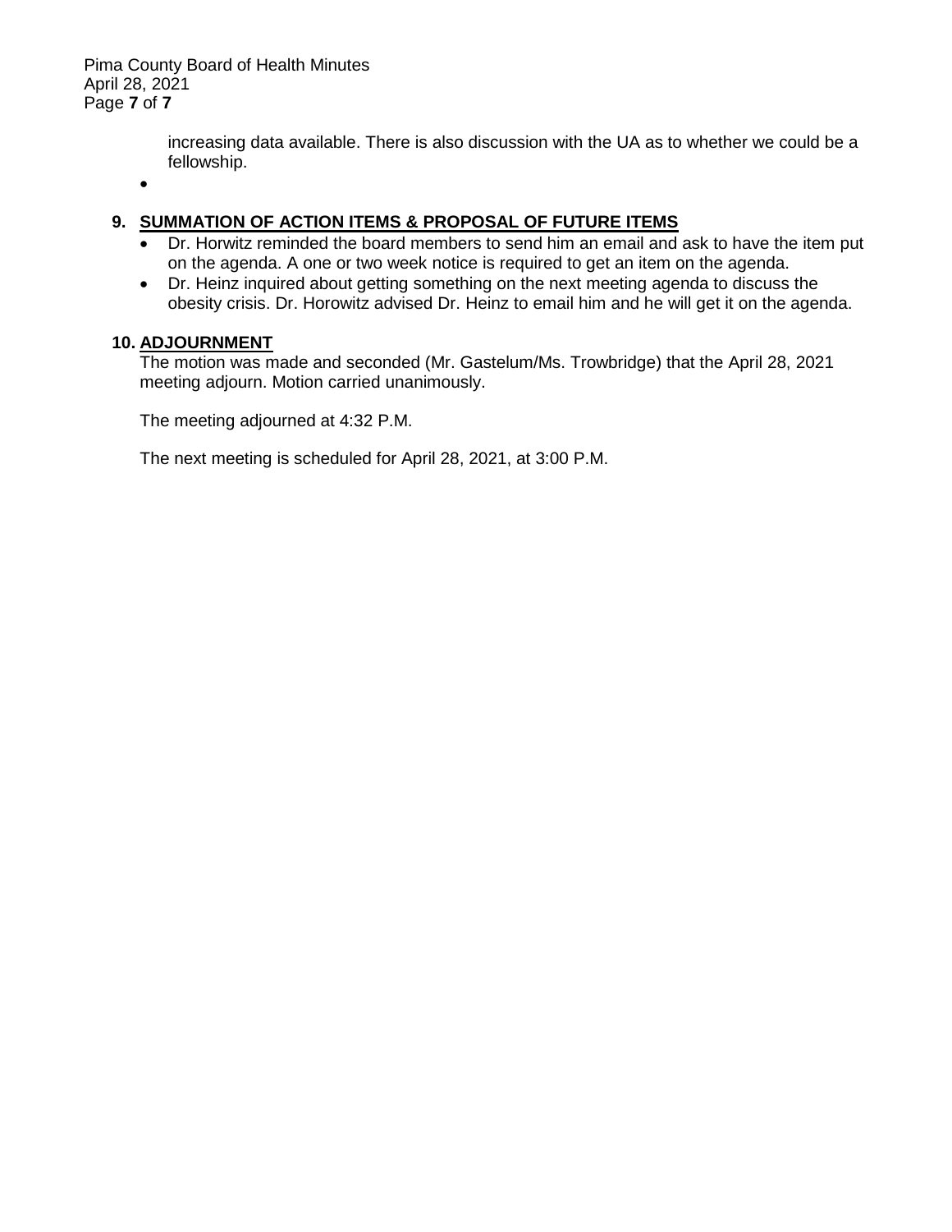increasing data available. There is also discussion with the UA as to whether we could be a fellowship.

-

## 9. SUMMATION OF ACTION ITEMS & PROPOSAL OF FUTURE ITEMS

- Dr. Horwitz reminded the board members to send him an email and ask to have the item put on the agenda. A one or two week notice is required to get an item on the agenda.
- Dr. Heinz inquired about getting something on the next meeting agenda to discuss the obesity crisis. Dr. Horowitz advised Dr. Heinz to email him and he will get it on the agenda.

## 10. ADJOURNMENT

The motion was made and seconded (Mr. Gastelum/Ms. Trowbridge) that the April 28, 2021 meeting adjourn. Motion carried unanimously.

The meeting adjourned at 4:32 P.M.

The next meeting is scheduled for April 28, 2021, at 3:00 P.M.